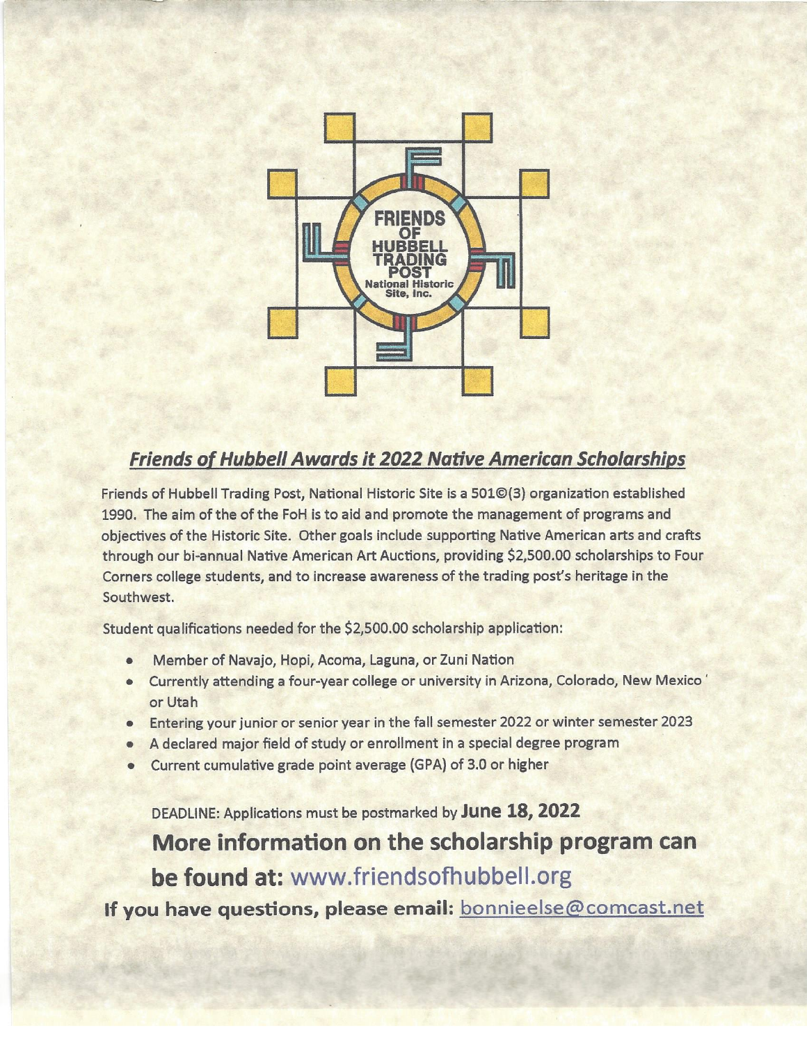FRIENDS OF HUBBELL TRADING POST National Historic Site, Inc.

## ***Friends of Hubbell Awards it 2022 Native American Scholarships***

Friends of Hubbell Trading Post, National Historic Site is a 501©(3) organization established 1990. The aim of the of the FoH is to aid and promote the management of programs and objectives of the Historic Site. Other goals include supporting Native American arts and crafts through our bi-annual Native American Art Auctions, providing $2,500.00 scholarships to Four Corners college students, and to increase awareness of the trading post's heritage in the Southwest.

Student qualifications needed for the $2,500.00 scholarship application:

- Member of Navajo, Hopi, Acoma, Laguna, or Zuni Nation
- Currently attending a four-year college or university in Arizona, Colorado, New Mexico or Utah
- Entering your junior or senior year in the fall semester 2022 or winter semester 2023
- A declared major field of study or enrollment in a special degree program
- Current cumulative grade point average (GPA) of 3.0 or higher

DEADLINE: Applications must be postmarked by **June 18, 2022**

**More information on the scholarship program can be found at:** www.friendsofhubbell.org

**If you have questions, please email:** bonnieelse@comcast.net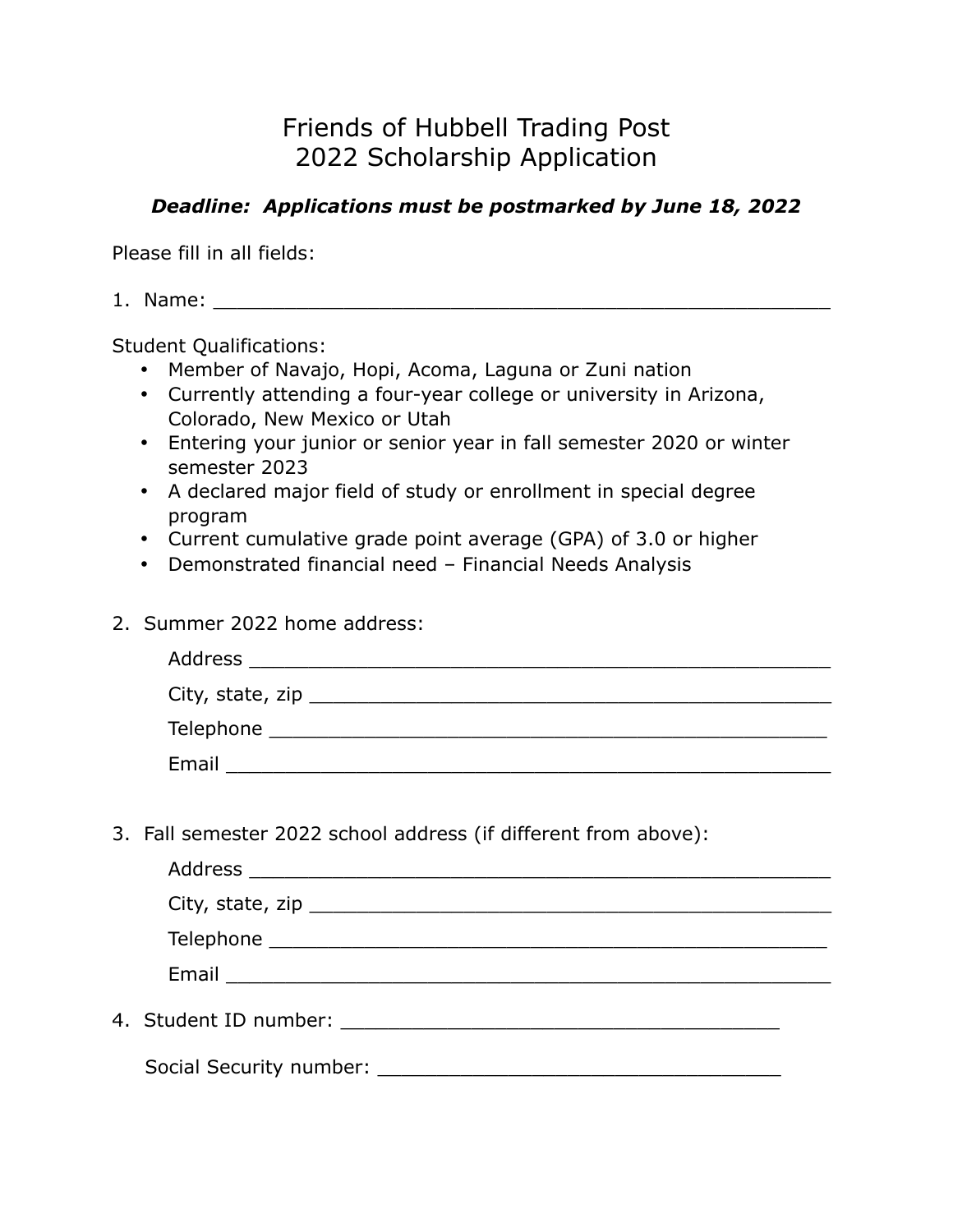# Friends of Hubbell Trading Post
# 2022 Scholarship Application

***Deadline: Applications must be postmarked by June 18, 2022***

Please fill in all fields:

1. Name: ______________________________________________________

Student Qualifications:

- Member of Navajo, Hopi, Acoma, Laguna or Zuni nation
- Currently attending a four-year college or university in Arizona, Colorado, New Mexico or Utah
- Entering your junior or senior year in fall semester 2020 or winter semester 2023
- A declared major field of study or enrollment in special degree program
- Current cumulative grade point average (GPA) of 3.0 or higher
- Demonstrated financial need – Financial Needs Analysis

2. Summer 2022 home address:

   Address ___________________________________________________

   City, state, zip _____________________________________________

   Telephone _________________________________________________

   Email _____________________________________________________

3. Fall semester 2022 school address (if different from above):

   Address ___________________________________________________

   City, state, zip _____________________________________________

   Telephone _________________________________________________

   Email _____________________________________________________

4. Student ID number: _______________________________________

   Social Security number: ___________________________________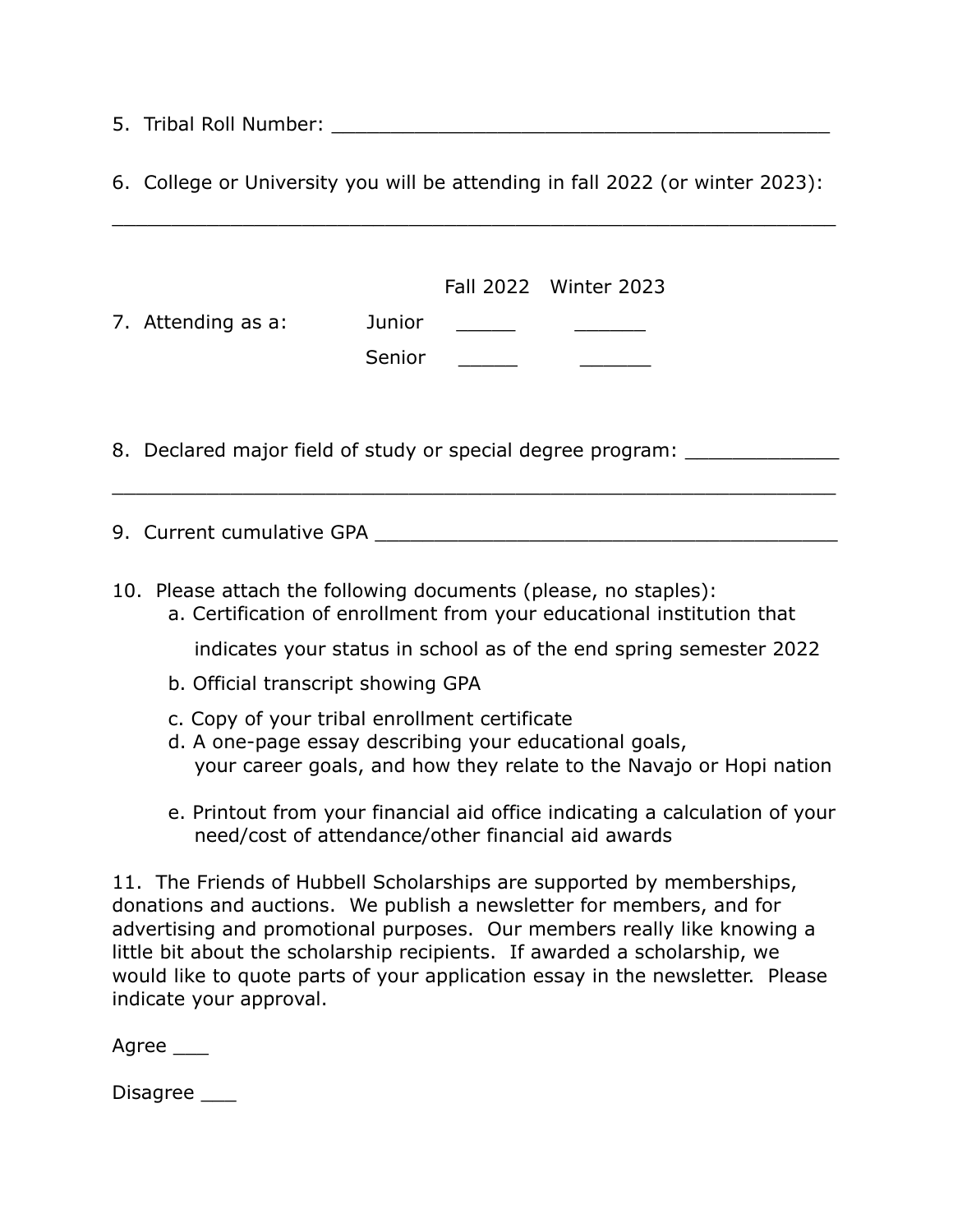5. Tribal Roll Number: ____________________________________________

6. College or University you will be attending in fall 2022 (or winter 2023):

________________________________________________________________

7. Attending as a:

| | Fall 2022 | Winter 2023 |
|---|---|---|
| Junior | _____ | ______ |
| Senior | _____ | ______ |

8. Declared major field of study or special degree program: _____________

________________________________________________________________

9. Current cumulative GPA _________________________________________

10. Please attach the following documents (please, no staples):
    a. Certification of enrollment from your educational institution that indicates your status in school as of the end spring semester 2022
    b. Official transcript showing GPA
    c. Copy of your tribal enrollment certificate
    d. A one-page essay describing your educational goals, your career goals, and how they relate to the Navajo or Hopi nation
    e. Printout from your financial aid office indicating a calculation of your need/cost of attendance/other financial aid awards

11. The Friends of Hubbell Scholarships are supported by memberships, donations and auctions. We publish a newsletter for members, and for advertising and promotional purposes. Our members really like knowing a little bit about the scholarship recipients. If awarded a scholarship, we would like to quote parts of your application essay in the newsletter. Please indicate your approval.

Agree ___

Disagree ___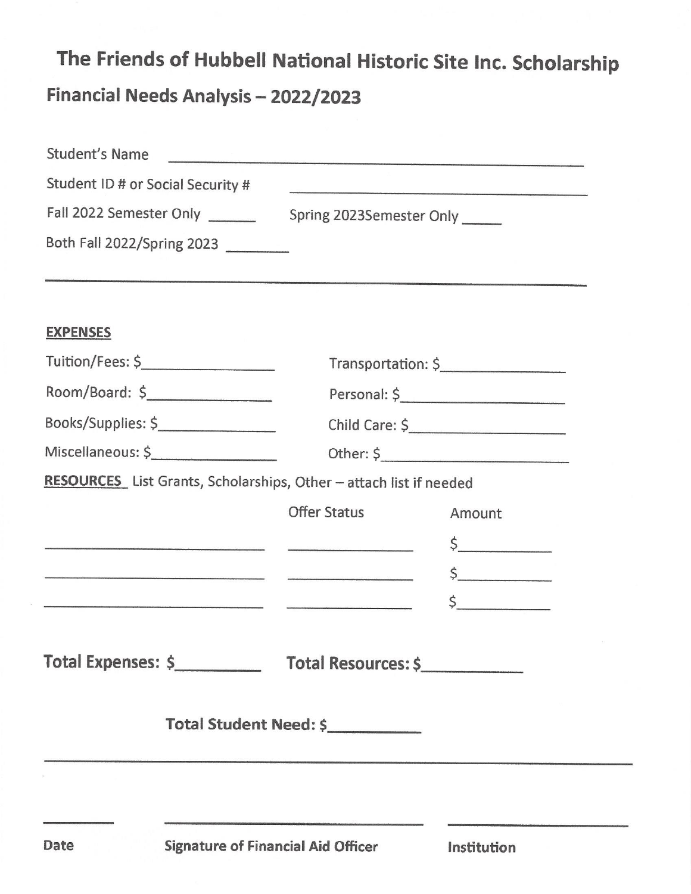# The Friends of Hubbell National Historic Site Inc. Scholarship

## Financial Needs Analysis – 2022/2023

Student's Name ______________________________

Student ID # or Social Security # ______________________________

Fall 2022 Semester Only ______ Spring 2023Semester Only _____

Both Fall 2022/Spring 2023 ________

---

**EXPENSES**

| | |
|---|---|
| Tuition/Fees: $_______________ | Transportation: $_______________ |
| Room/Board: $_______________ | Personal: $_______________ |
| Books/Supplies: $_______________ | Child Care: $_______________ |
| Miscellaneous: $_______________ | Other: $_______________ |

**RESOURCES** List Grants, Scholarships, Other – attach list if needed

| | Offer Status | Amount |
|---|---|---|
| ____________________ | ____________ | $__________ |
| ____________________ | ____________ | $__________ |
| ____________________ | ____________ | $__________ |

**Total Expenses: $_________** **Total Resources: $__________**

**Total Student Need: $__________**

---

| **Date** | **Signature of Financial Aid Officer** | **Institution** |
|---|---|---|
| ________ | ______________________________ | ____________________ |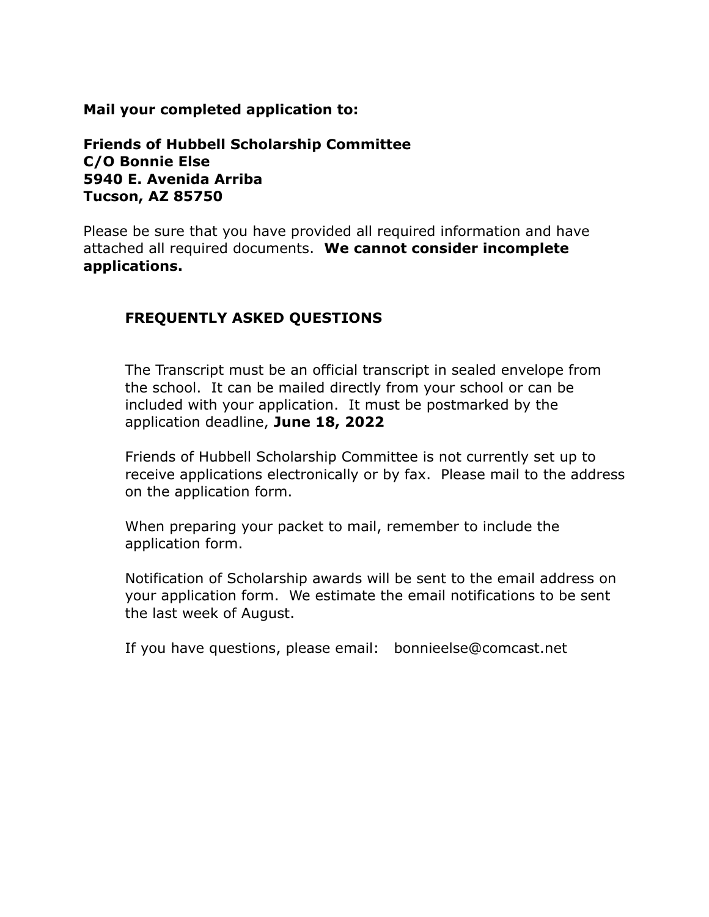**Mail your completed application to:**

**Friends of Hubbell Scholarship Committee**
**C/O Bonnie Else**
**5940 E. Avenida Arriba**
**Tucson, AZ 85750**

Please be sure that you have provided all required information and have attached all required documents. **We cannot consider incomplete applications.**

## FREQUENTLY ASKED QUESTIONS

The Transcript must be an official transcript in sealed envelope from the school. It can be mailed directly from your school or can be included with your application. It must be postmarked by the application deadline, **June 18, 2022**

Friends of Hubbell Scholarship Committee is not currently set up to receive applications electronically or by fax. Please mail to the address on the application form.

When preparing your packet to mail, remember to include the application form.

Notification of Scholarship awards will be sent to the email address on your application form. We estimate the email notifications to be sent the last week of August.

If you have questions, please email: bonnieelse@comcast.net